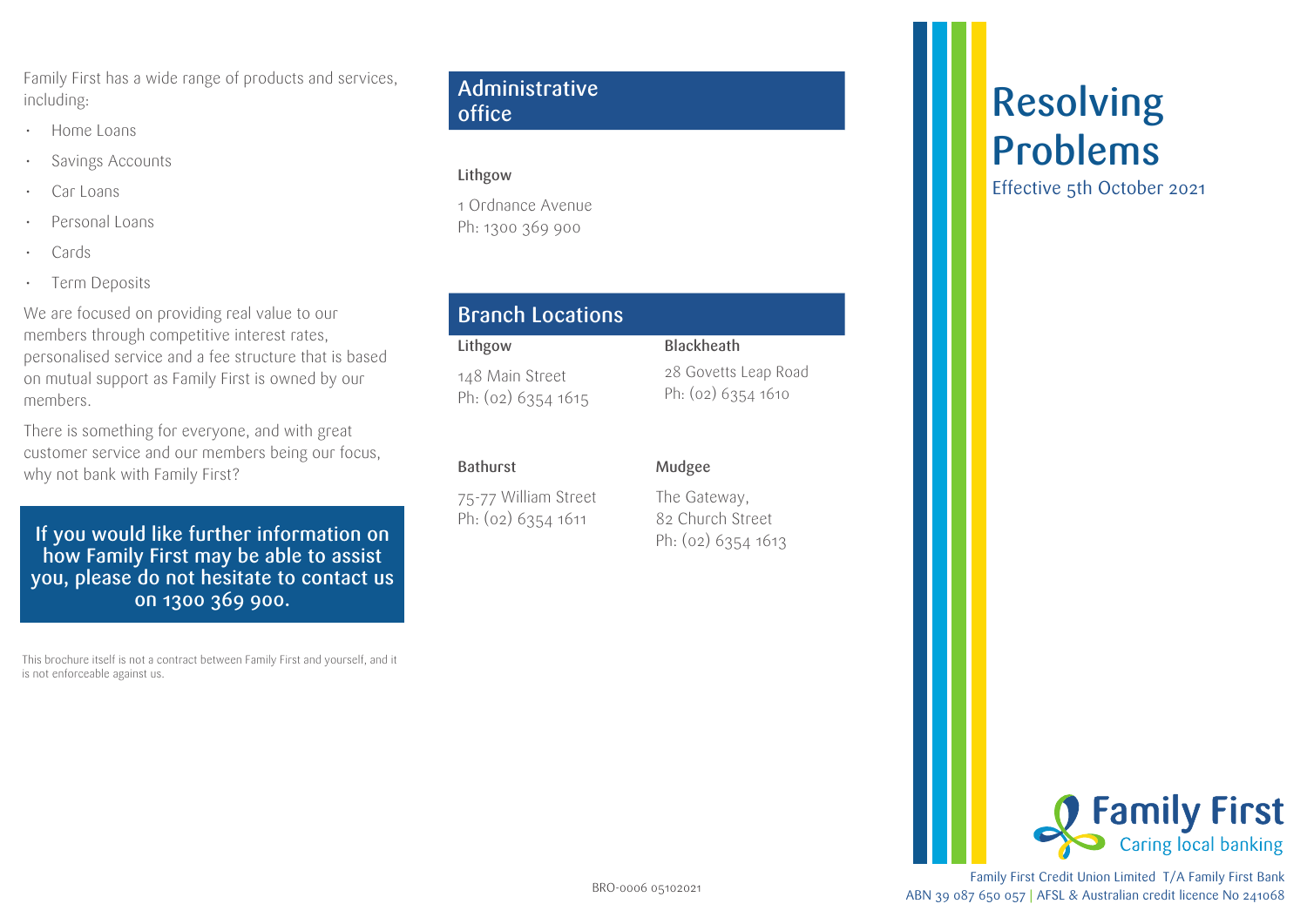Family First has a wide range of products and services, including:

- Home Loans
- Savings Accounts
- Car Loans
- Personal Loans
- Cards
- Term Deposits

We are focused on providing real value to our members through competitive interest rates, personalised service and a fee structure that is based on mutual support as Family First is owned by our members.

There is something for everyone, and with great customer service and our members being our focus, why not bank with Family First?

**If you would like further information on how Family First may be able to assist you, please do not hesitate to contact us on 1300 369 900.**

This brochure itself is not a contract between Family First and yourself, and it is not enforceable against us.

## Administrative office

**Lithgow**

1 Ordnance Avenue
Ph: 1300 369 900

## Branch Locations

**Lithgow**

148 Main Street
Ph: (02) 6354 1615

**Blackheath**

28 Govetts Leap Road
Ph: (02) 6354 1610

**Bathurst**

75-77 William Street
Ph: (02) 6354 1611

**Mudgee**

The Gateway,
82 Church Street
Ph: (02) 6354 1613

BRO-0006 05102021

# Resolving Problems

Effective 5th October 2021

Family First
Caring local banking

Family First Credit Union Limited T/A Family First Bank
ABN 39 087 650 057 | AFSL & Australian credit licence No 241068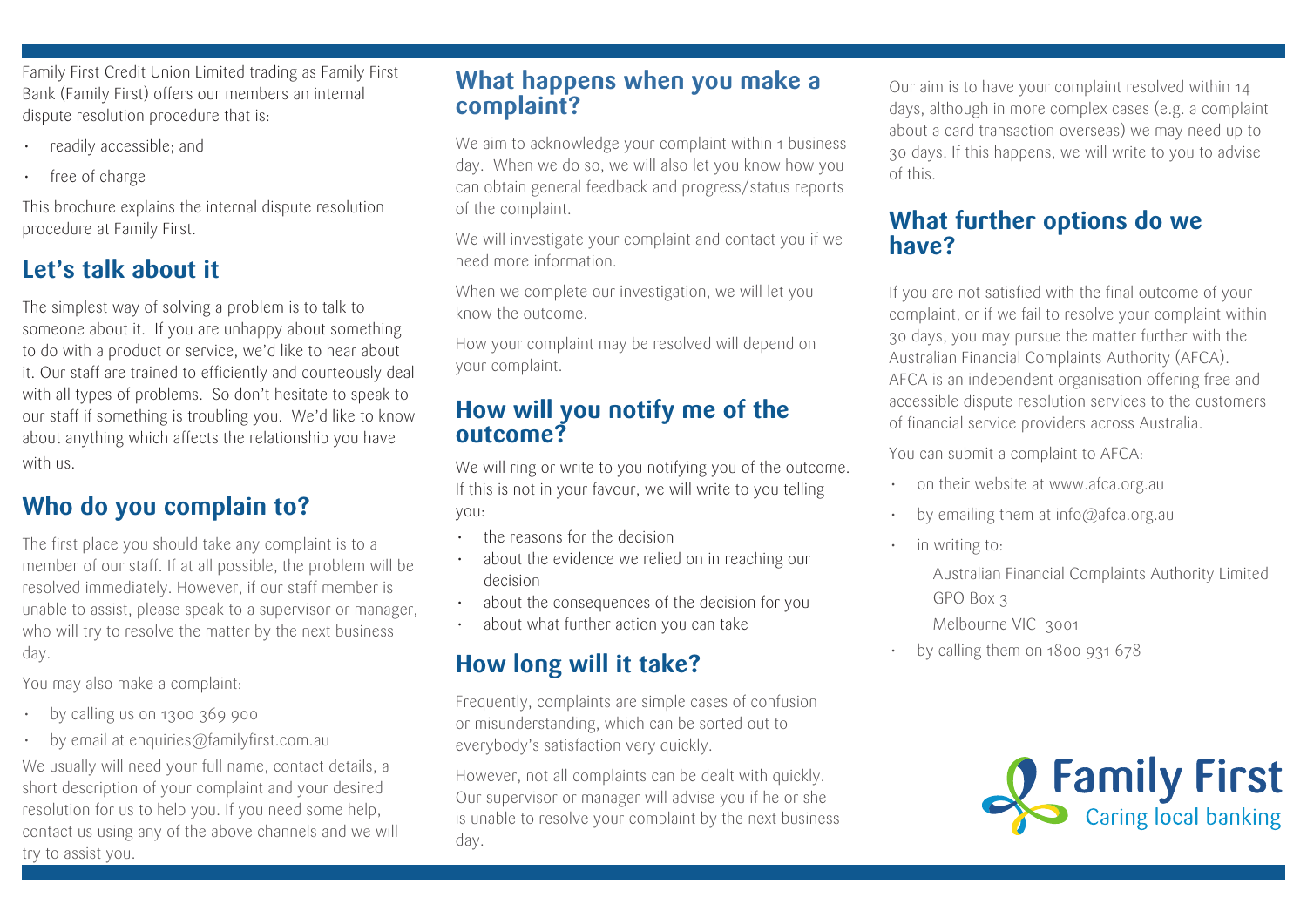Family First Credit Union Limited trading as Family First Bank (Family First) offers our members an internal dispute resolution procedure that is:

- readily accessible; and
- free of charge

This brochure explains the internal dispute resolution procedure at Family First.

## Let's talk about it

The simplest way of solving a problem is to talk to someone about it. If you are unhappy about something to do with a product or service, we'd like to hear about it. Our staff are trained to efficiently and courteously deal with all types of problems. So don't hesitate to speak to our staff if something is troubling you. We'd like to know about anything which affects the relationship you have with us.

## Who do you complain to?

The first place you should take any complaint is to a member of our staff. If at all possible, the problem will be resolved immediately. However, if our staff member is unable to assist, please speak to a supervisor or manager, who will try to resolve the matter by the next business day.

You may also make a complaint:

- by calling us on 1300 369 900
- by email at enquiries@familyfirst.com.au

We usually will need your full name, contact details, a short description of your complaint and your desired resolution for us to help you. If you need some help, contact us using any of the above channels and we will try to assist you.

## What happens when you make a complaint?

We aim to acknowledge your complaint within 1 business day. When we do so, we will also let you know how you can obtain general feedback and progress/status reports of the complaint.

We will investigate your complaint and contact you if we need more information.

When we complete our investigation, we will let you know the outcome.

How your complaint may be resolved will depend on your complaint.

## How will you notify me of the outcome?

We will ring or write to you notifying you of the outcome. If this is not in your favour, we will write to you telling you:

- the reasons for the decision
- about the evidence we relied on in reaching our decision
- about the consequences of the decision for you
- about what further action you can take

## How long will it take?

Frequently, complaints are simple cases of confusion or misunderstanding, which can be sorted out to everybody's satisfaction very quickly.

However, not all complaints can be dealt with quickly. Our supervisor or manager will advise you if he or she is unable to resolve your complaint by the next business day.

Our aim is to have your complaint resolved within 14 days, although in more complex cases (e.g. a complaint about a card transaction overseas) we may need up to 30 days. If this happens, we will write to you to advise of this.

## What further options do we have?

If you are not satisfied with the final outcome of your complaint, or if we fail to resolve your complaint within 30 days, you may pursue the matter further with the Australian Financial Complaints Authority (AFCA). AFCA is an independent organisation offering free and accessible dispute resolution services to the customers of financial service providers across Australia.

You can submit a complaint to AFCA:

- on their website at www.afca.org.au
- by emailing them at info@afca.org.au
- in writing to:

  Australian Financial Complaints Authority Limited
  GPO Box 3
  Melbourne VIC 3001
- by calling them on 1800 931 678

Family First
Caring local banking